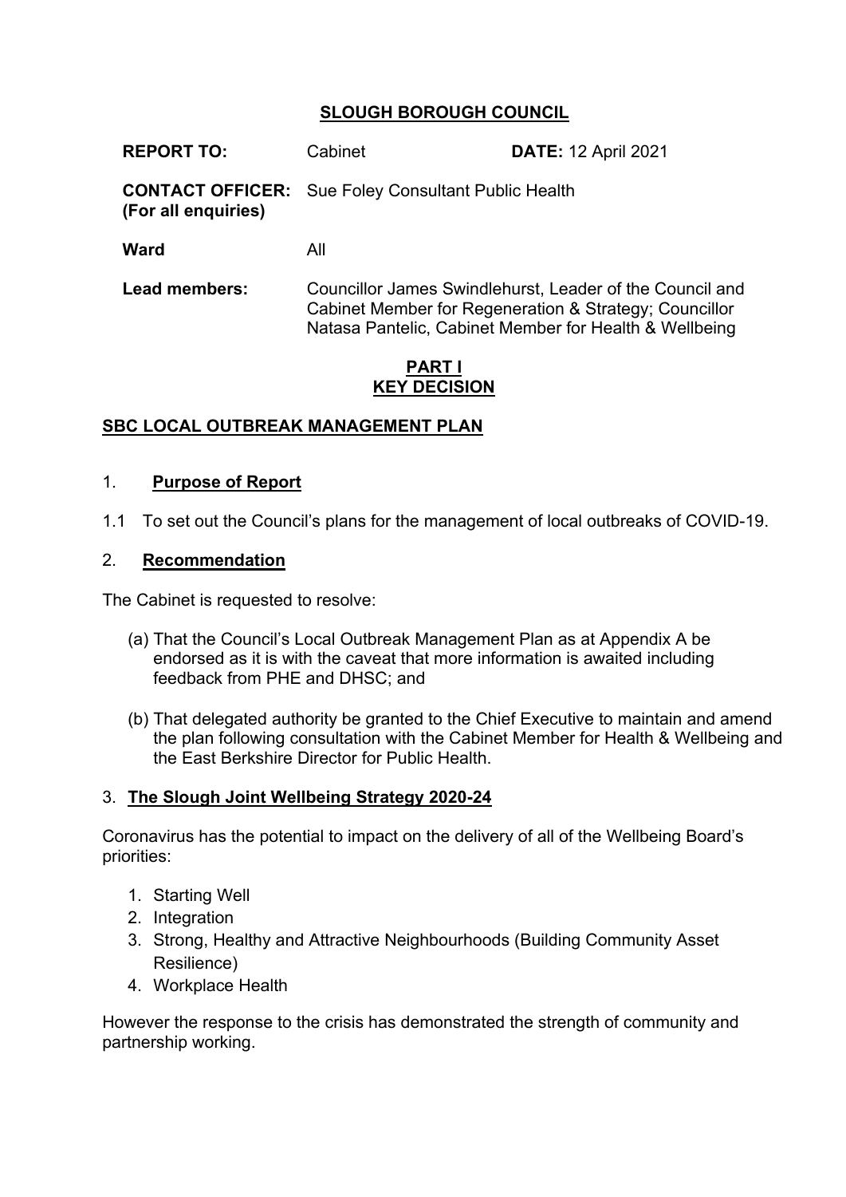# SLOUGH BOROUGH COUNCIL

**REPORT TO:** Cabinet **DATE:** 12 April 2021

**CONTACT OFFICER:** Sue Foley Consultant Public Health
**(For all enquiries)**

**Ward** All

**Lead members:** Councillor James Swindlehurst, Leader of the Council and Cabinet Member for Regeneration & Strategy; Councillor Natasa Pantelic, Cabinet Member for Health & Wellbeing

**PART I**
**KEY DECISION**

## SBC LOCAL OUTBREAK MANAGEMENT PLAN

## 1. Purpose of Report

1.1 To set out the Council's plans for the management of local outbreaks of COVID-19.

## 2. Recommendation

The Cabinet is requested to resolve:

(a) That the Council's Local Outbreak Management Plan as at Appendix A be endorsed as it is with the caveat that more information is awaited including feedback from PHE and DHSC; and

(b) That delegated authority be granted to the Chief Executive to maintain and amend the plan following consultation with the Cabinet Member for Health & Wellbeing and the East Berkshire Director for Public Health.

## 3. The Slough Joint Wellbeing Strategy 2020-24

Coronavirus has the potential to impact on the delivery of all of the Wellbeing Board's priorities:

1. Starting Well
2. Integration
3. Strong, Healthy and Attractive Neighbourhoods (Building Community Asset Resilience)
4. Workplace Health

However the response to the crisis has demonstrated the strength of community and partnership working.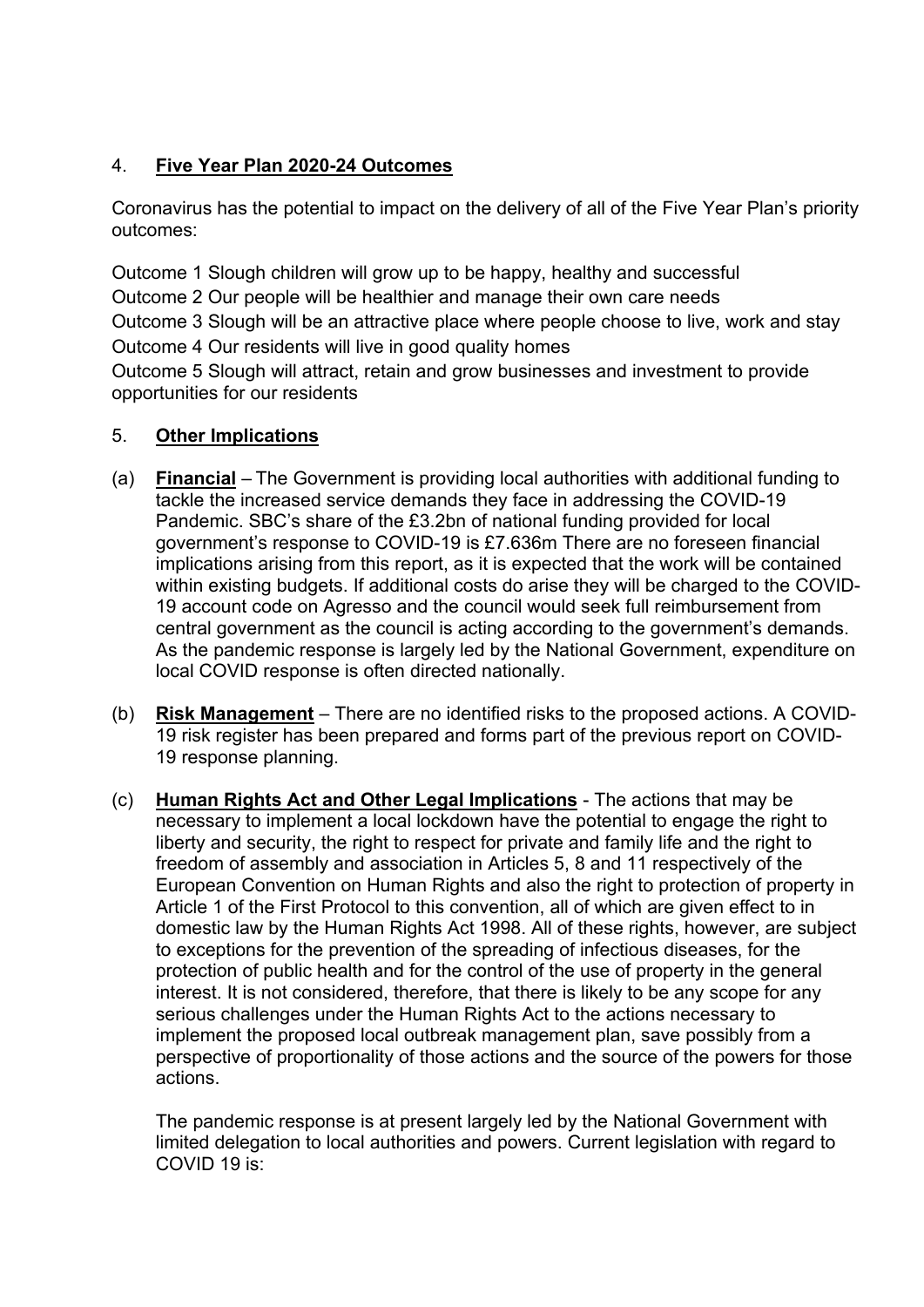## 4. **Five Year Plan 2020-24 Outcomes**

Coronavirus has the potential to impact on the delivery of all of the Five Year Plan's priority outcomes:

Outcome 1 Slough children will grow up to be happy, healthy and successful
Outcome 2 Our people will be healthier and manage their own care needs
Outcome 3 Slough will be an attractive place where people choose to live, work and stay
Outcome 4 Our residents will live in good quality homes
Outcome 5 Slough will attract, retain and grow businesses and investment to provide opportunities for our residents

## 5. **Other Implications**

(a) **Financial** – The Government is providing local authorities with additional funding to tackle the increased service demands they face in addressing the COVID-19 Pandemic. SBC's share of the £3.2bn of national funding provided for local government's response to COVID-19 is £7.636m There are no foreseen financial implications arising from this report, as it is expected that the work will be contained within existing budgets. If additional costs do arise they will be charged to the COVID-19 account code on Agresso and the council would seek full reimbursement from central government as the council is acting according to the government's demands. As the pandemic response is largely led by the National Government, expenditure on local COVID response is often directed nationally.

(b) **Risk Management** – There are no identified risks to the proposed actions. A COVID-19 risk register has been prepared and forms part of the previous report on COVID-19 response planning.

(c) **Human Rights Act and Other Legal Implications** - The actions that may be necessary to implement a local lockdown have the potential to engage the right to liberty and security, the right to respect for private and family life and the right to freedom of assembly and association in Articles 5, 8 and 11 respectively of the European Convention on Human Rights and also the right to protection of property in Article 1 of the First Protocol to this convention, all of which are given effect to in domestic law by the Human Rights Act 1998. All of these rights, however, are subject to exceptions for the prevention of the spreading of infectious diseases, for the protection of public health and for the control of the use of property in the general interest. It is not considered, therefore, that there is likely to be any scope for any serious challenges under the Human Rights Act to the actions necessary to implement the proposed local outbreak management plan, save possibly from a perspective of proportionality of those actions and the source of the powers for those actions.

The pandemic response is at present largely led by the National Government with limited delegation to local authorities and powers. Current legislation with regard to COVID 19 is: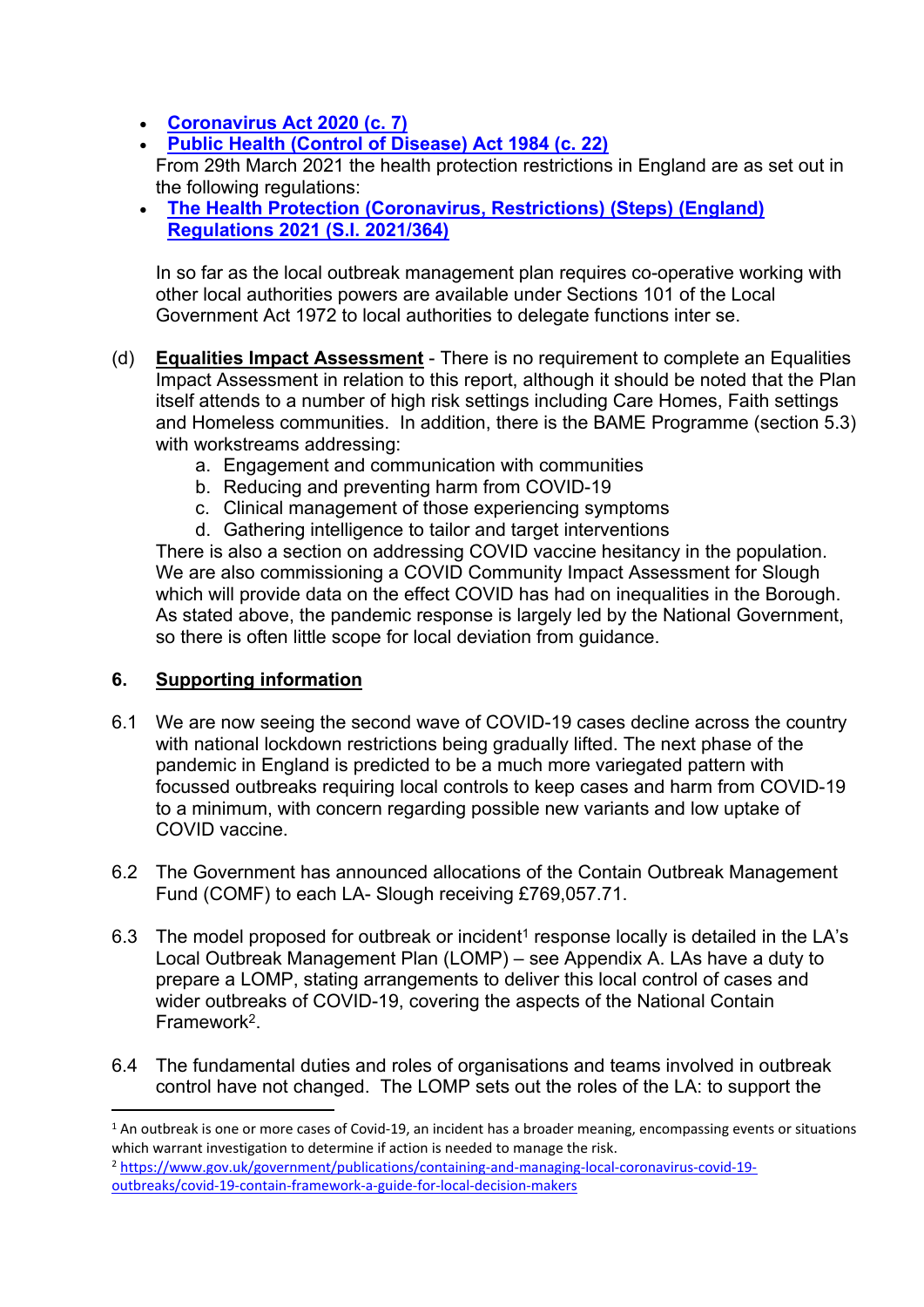- **Coronavirus Act 2020 (c. 7)**
- **Public Health (Control of Disease) Act 1984 (c. 22)**

From 29th March 2021 the health protection restrictions in England are as set out in the following regulations:

- **The Health Protection (Coronavirus, Restrictions) (Steps) (England) Regulations 2021 (S.I. 2021/364)**

In so far as the local outbreak management plan requires co-operative working with other local authorities powers are available under Sections 101 of the Local Government Act 1972 to local authorities to delegate functions inter se.

(d) **Equalities Impact Assessment** - There is no requirement to complete an Equalities Impact Assessment in relation to this report, although it should be noted that the Plan itself attends to a number of high risk settings including Care Homes, Faith settings and Homeless communities. In addition, there is the BAME Programme (section 5.3) with workstreams addressing:

   a. Engagement and communication with communities
   b. Reducing and preventing harm from COVID-19
   c. Clinical management of those experiencing symptoms
   d. Gathering intelligence to tailor and target interventions

There is also a section on addressing COVID vaccine hesitancy in the population. We are also commissioning a COVID Community Impact Assessment for Slough which will provide data on the effect COVID has had on inequalities in the Borough. As stated above, the pandemic response is largely led by the National Government, so there is often little scope for local deviation from guidance.

## 6. Supporting information

6.1 We are now seeing the second wave of COVID-19 cases decline across the country with national lockdown restrictions being gradually lifted. The next phase of the pandemic in England is predicted to be a much more variegated pattern with focussed outbreaks requiring local controls to keep cases and harm from COVID-19 to a minimum, with concern regarding possible new variants and low uptake of COVID vaccine.

6.2 The Government has announced allocations of the Contain Outbreak Management Fund (COMF) to each LA- Slough receiving £769,057.71.

6.3 The model proposed for outbreak or incident[1] response locally is detailed in the LA's Local Outbreak Management Plan (LOMP) – see Appendix A. LAs have a duty to prepare a LOMP, stating arrangements to deliver this local control of cases and wider outbreaks of COVID-19, covering the aspects of the National Contain Framework[2].

6.4 The fundamental duties and roles of organisations and teams involved in outbreak control have not changed. The LOMP sets out the roles of the LA: to support the

---

[1] An outbreak is one or more cases of Covid-19, an incident has a broader meaning, encompassing events or situations which warrant investigation to determine if action is needed to manage the risk.

[2] https://www.gov.uk/government/publications/containing-and-managing-local-coronavirus-covid-19-outbreaks/covid-19-contain-framework-a-guide-for-local-decision-makers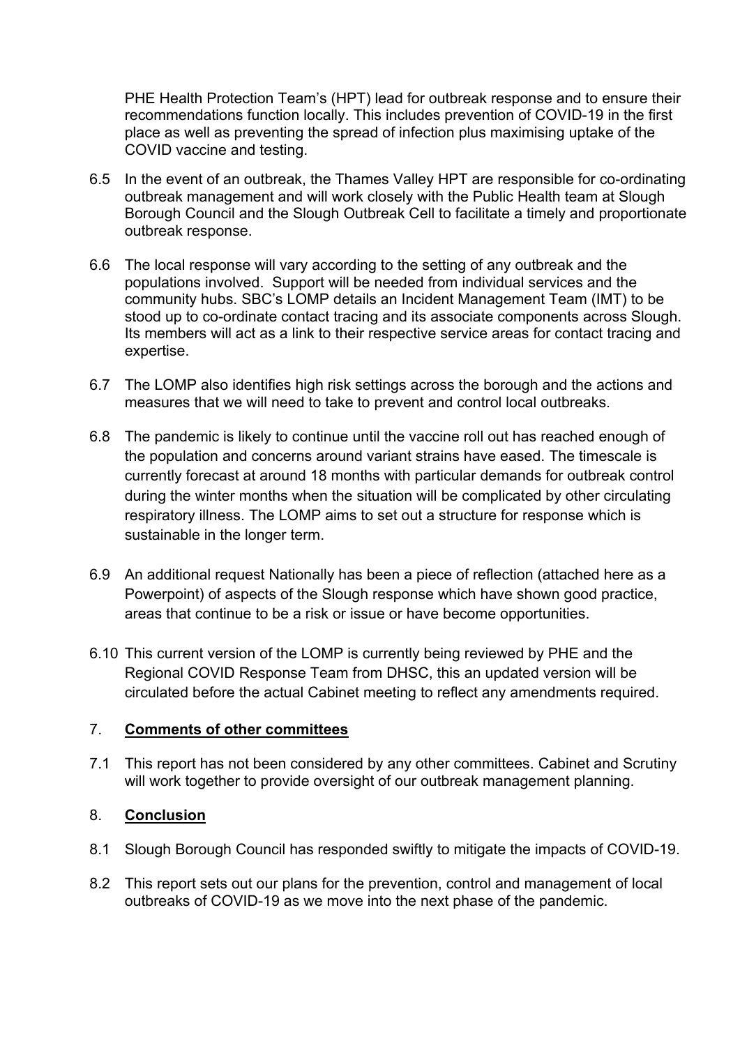PHE Health Protection Team's (HPT) lead for outbreak response and to ensure their recommendations function locally. This includes prevention of COVID-19 in the first place as well as preventing the spread of infection plus maximising uptake of the COVID vaccine and testing.

6.5 In the event of an outbreak, the Thames Valley HPT are responsible for co-ordinating outbreak management and will work closely with the Public Health team at Slough Borough Council and the Slough Outbreak Cell to facilitate a timely and proportionate outbreak response.

6.6 The local response will vary according to the setting of any outbreak and the populations involved. Support will be needed from individual services and the community hubs. SBC's LOMP details an Incident Management Team (IMT) to be stood up to co-ordinate contact tracing and its associate components across Slough. Its members will act as a link to their respective service areas for contact tracing and expertise.

6.7 The LOMP also identifies high risk settings across the borough and the actions and measures that we will need to take to prevent and control local outbreaks.

6.8 The pandemic is likely to continue until the vaccine roll out has reached enough of the population and concerns around variant strains have eased. The timescale is currently forecast at around 18 months with particular demands for outbreak control during the winter months when the situation will be complicated by other circulating respiratory illness. The LOMP aims to set out a structure for response which is sustainable in the longer term.

6.9 An additional request Nationally has been a piece of reflection (attached here as a Powerpoint) of aspects of the Slough response which have shown good practice, areas that continue to be a risk or issue or have become opportunities.

6.10 This current version of the LOMP is currently being reviewed by PHE and the Regional COVID Response Team from DHSC, this an updated version will be circulated before the actual Cabinet meeting to reflect any amendments required.

## 7. **Comments of other committees**

7.1 This report has not been considered by any other committees. Cabinet and Scrutiny will work together to provide oversight of our outbreak management planning.

## 8. **Conclusion**

8.1 Slough Borough Council has responded swiftly to mitigate the impacts of COVID-19.

8.2 This report sets out our plans for the prevention, control and management of local outbreaks of COVID-19 as we move into the next phase of the pandemic.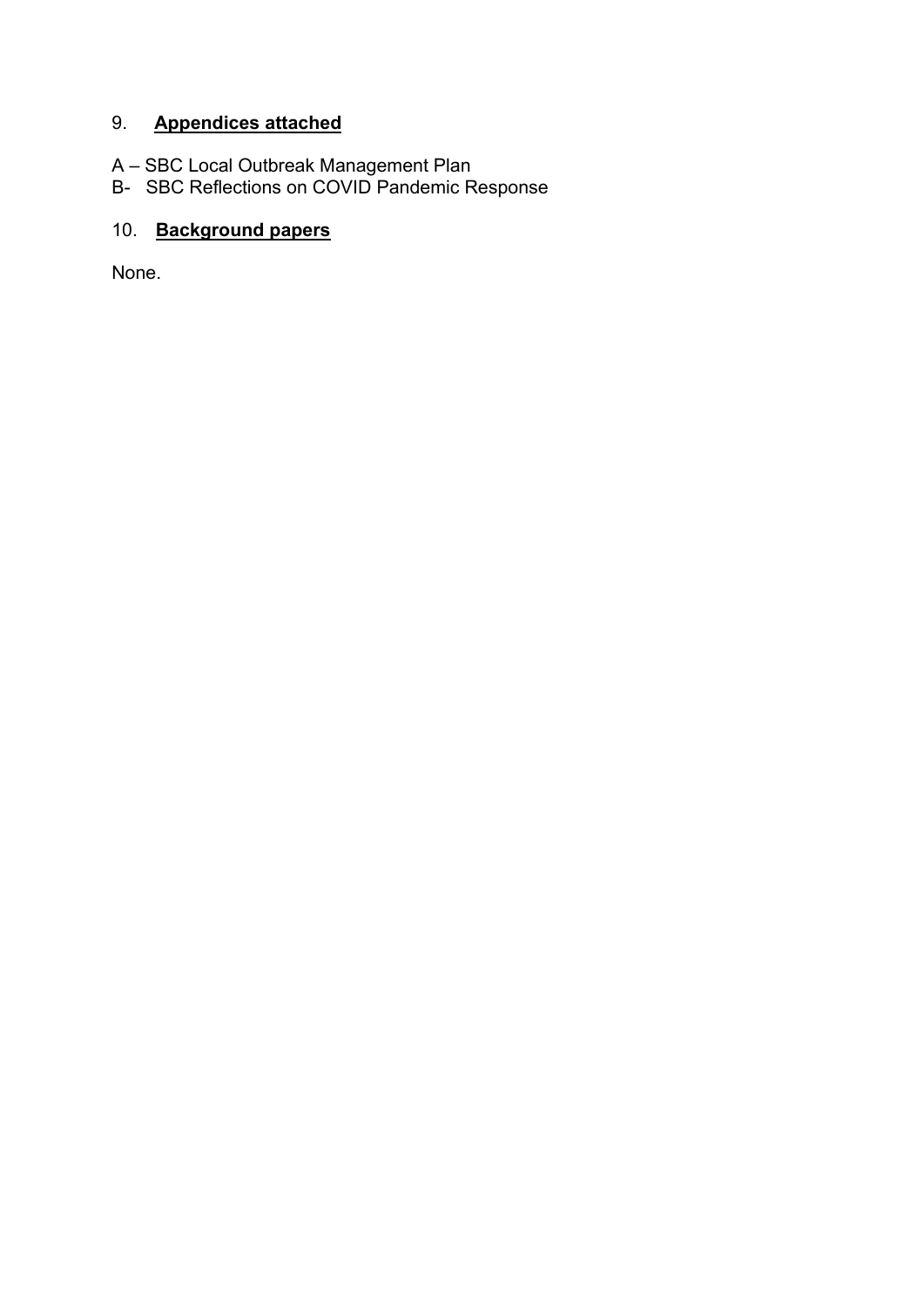## 9. **Appendices attached**

A – SBC Local Outbreak Management Plan
B- SBC Reflections on COVID Pandemic Response

## 10. **Background papers**

None.